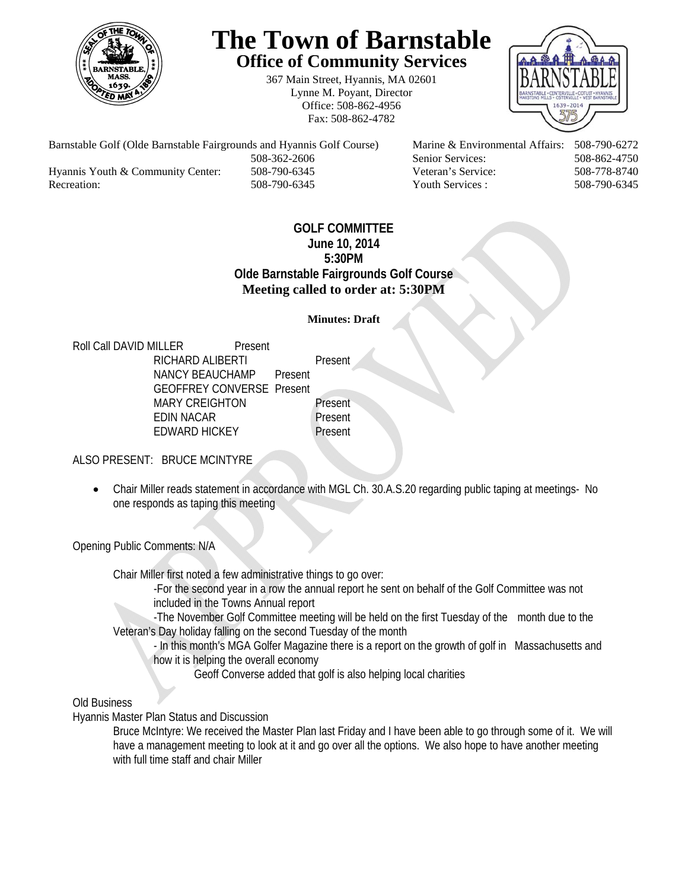# The Town of Barnstable

## Office of Community Services

367 Main Street, Hyannis, MA 02601
Lynne M. Poyant, Director
Office: 508-862-4956
Fax: 508-862-4782

| | | | |
|---|---|---|---|
| Barnstable Golf (Olde Barnstable Fairgrounds and Hyannis Golf Course) | 508-362-2606 | Marine & Environmental Affairs: | 508-790-6272 |
| | | Senior Services: | 508-862-4750 |
| Hyannis Youth & Community Center: | 508-790-6345 | Veteran's Service: | 508-778-8740 |
| Recreation: | 508-790-6345 | Youth Services : | 508-790-6345 |

**GOLF COMMITTEE**
**June 10, 2014**
**5:30PM**
**Olde Barnstable Fairgrounds Golf Course**
**Meeting called to order at: 5:30PM**

**Minutes: Draft**

Roll Call DAVID MILLER Present
RICHARD ALIBERTI Present
NANCY BEAUCHAMP Present
GEOFFREY CONVERSE Present
MARY CREIGHTON Present
EDIN NACAR Present
EDWARD HICKEY Present

ALSO PRESENT: BRUCE MCINTYRE

- Chair Miller reads statement in accordance with MGL Ch. 30.A.S.20 regarding public taping at meetings- No one responds as taping this meeting

Opening Public Comments: N/A

Chair Miller first noted a few administrative things to go over:

-For the second year in a row the annual report he sent on behalf of the Golf Committee was not included in the Towns Annual report

-The November Golf Committee meeting will be held on the first Tuesday of the month due to the Veteran's Day holiday falling on the second Tuesday of the month

- In this month's MGA Golfer Magazine there is a report on the growth of golf in Massachusetts and how it is helping the overall economy

Geoff Converse added that golf is also helping local charities

Old Business

Hyannis Master Plan Status and Discussion

Bruce McIntyre: We received the Master Plan last Friday and I have been able to go through some of it. We will have a management meeting to look at it and go over all the options. We also hope to have another meeting with full time staff and chair Miller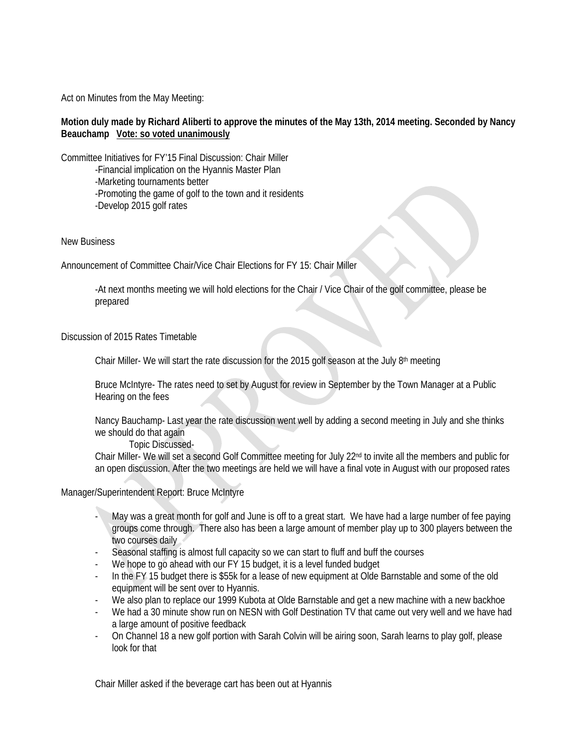Act on Minutes from the May Meeting:

**Motion duly made by Richard Aliberti to approve the minutes of the May 13th, 2014 meeting. Seconded by Nancy Beauchamp Vote: so voted unanimously**

Committee Initiatives for FY'15 Final Discussion: Chair Miller

-Financial implication on the Hyannis Master Plan
-Marketing tournaments better
-Promoting the game of golf to the town and it residents
-Develop 2015 golf rates

New Business

Announcement of Committee Chair/Vice Chair Elections for FY 15: Chair Miller

-At next months meeting we will hold elections for the Chair / Vice Chair of the golf committee, please be prepared

Discussion of 2015 Rates Timetable

Chair Miller- We will start the rate discussion for the 2015 golf season at the July 8th meeting

Bruce McIntyre- The rates need to set by August for review in September by the Town Manager at a Public Hearing on the fees

Nancy Bauchamp- Last year the rate discussion went well by adding a second meeting in July and she thinks we should do that again

Topic Discussed-

Chair Miller- We will set a second Golf Committee meeting for July 22nd to invite all the members and public for an open discussion. After the two meetings are held we will have a final vote in August with our proposed rates

Manager/Superintendent Report: Bruce McIntyre

- May was a great month for golf and June is off to a great start. We have had a large number of fee paying groups come through. There also has been a large amount of member play up to 300 players between the two courses daily
- Seasonal staffing is almost full capacity so we can start to fluff and buff the courses
- We hope to go ahead with our FY 15 budget, it is a level funded budget
- In the FY 15 budget there is $55k for a lease of new equipment at Olde Barnstable and some of the old equipment will be sent over to Hyannis.
- We also plan to replace our 1999 Kubota at Olde Barnstable and get a new machine with a new backhoe
- We had a 30 minute show run on NESN with Golf Destination TV that came out very well and we have had a large amount of positive feedback
- On Channel 18 a new golf portion with Sarah Colvin will be airing soon, Sarah learns to play golf, please look for that

Chair Miller asked if the beverage cart has been out at Hyannis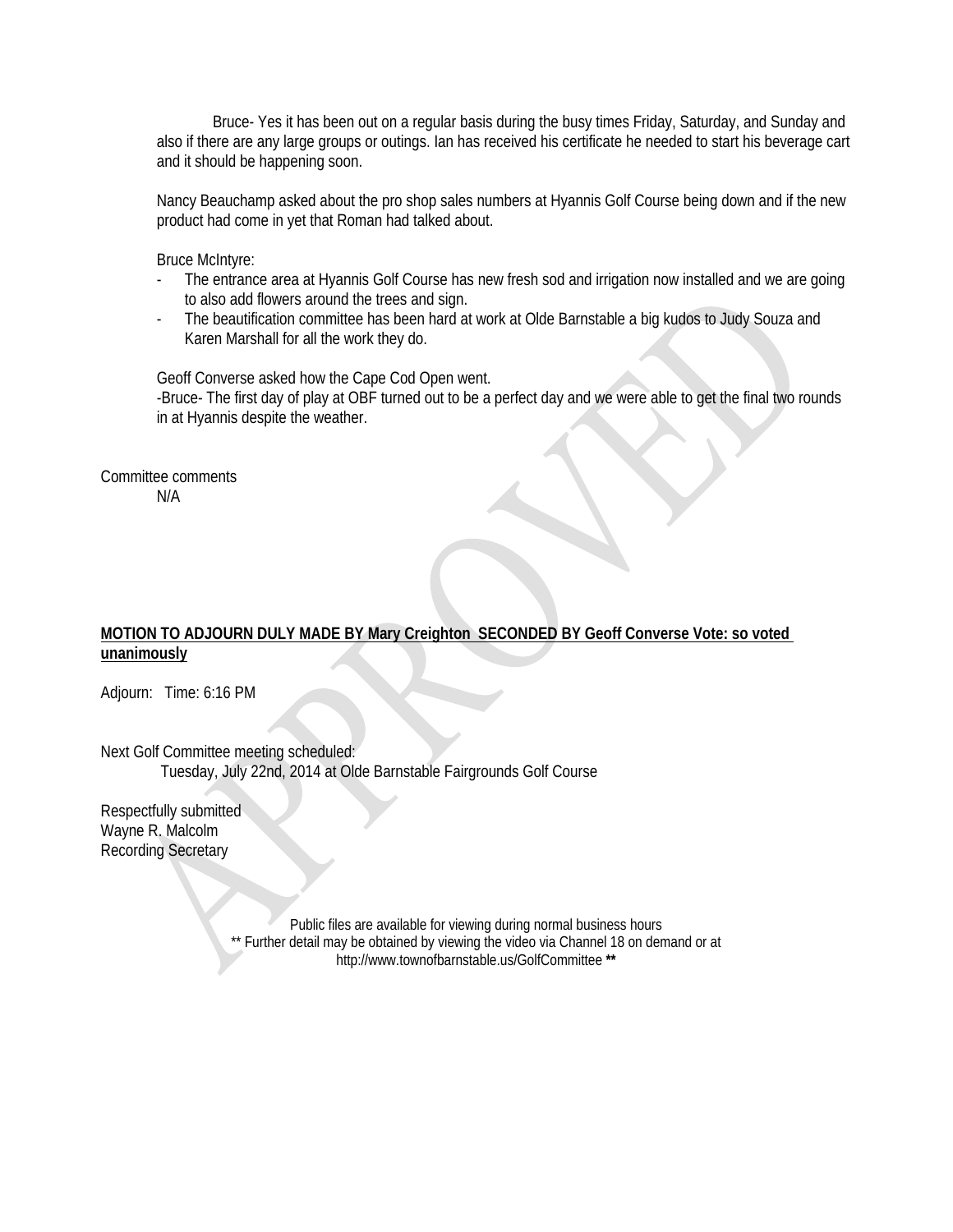Bruce- Yes it has been out on a regular basis during the busy times Friday, Saturday, and Sunday and also if there are any large groups or outings. Ian has received his certificate he needed to start his beverage cart and it should be happening soon.

Nancy Beauchamp asked about the pro shop sales numbers at Hyannis Golf Course being down and if the new product had come in yet that Roman had talked about.

Bruce McIntyre:

- The entrance area at Hyannis Golf Course has new fresh sod and irrigation now installed and we are going to also add flowers around the trees and sign.
- The beautification committee has been hard at work at Olde Barnstable a big kudos to Judy Souza and Karen Marshall for all the work they do.

Geoff Converse asked how the Cape Cod Open went.
-Bruce- The first day of play at OBF turned out to be a perfect day and we were able to get the final two rounds in at Hyannis despite the weather.

Committee comments
N/A

**MOTION TO ADJOURN DULY MADE BY Mary Creighton SECONDED BY Geoff Converse Vote: so voted unanimously**

Adjourn: Time: 6:16 PM

Next Golf Committee meeting scheduled:
Tuesday, July 22nd, 2014 at Olde Barnstable Fairgrounds Golf Course

Respectfully submitted
Wayne R. Malcolm
Recording Secretary

Public files are available for viewing during normal business hours
** Further detail may be obtained by viewing the video via Channel 18 on demand or at http://www.townofbarnstable.us/GolfCommittee **